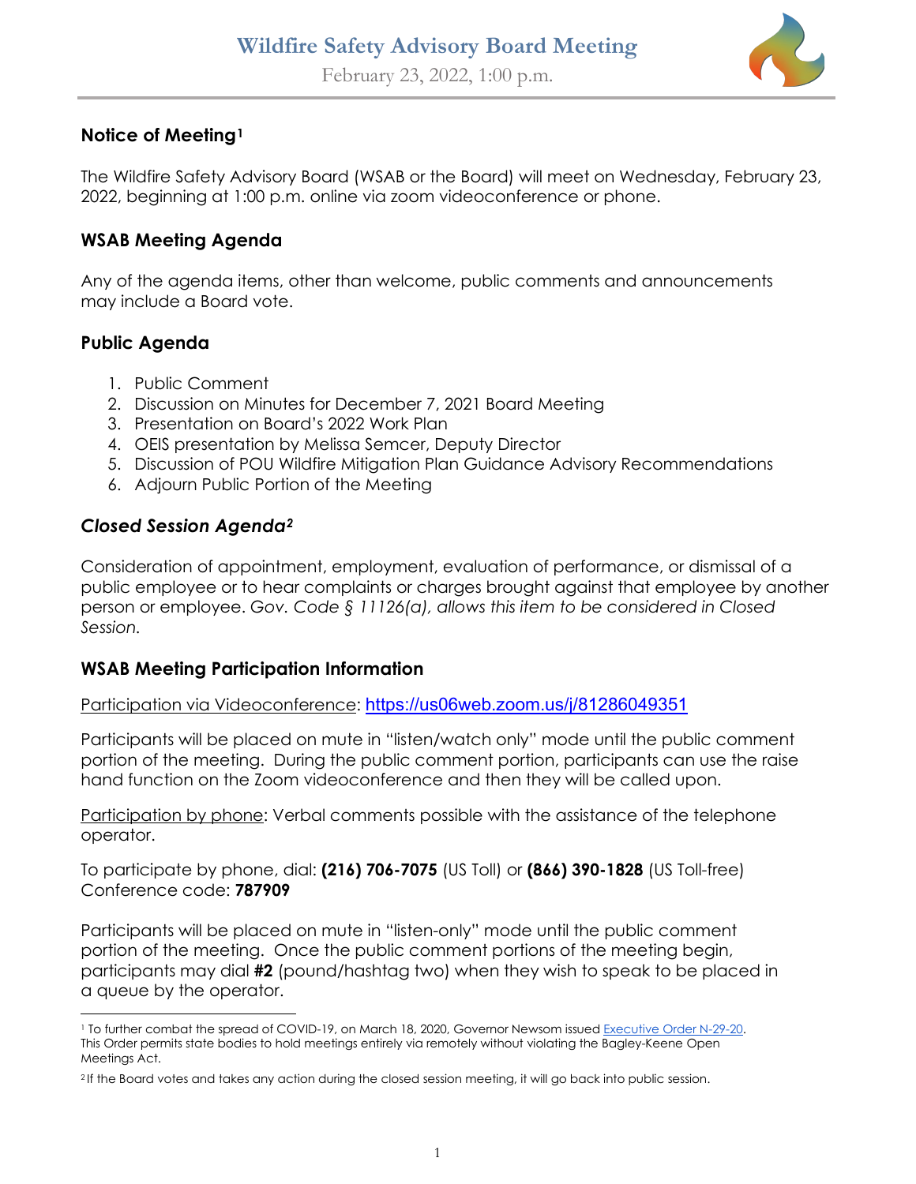# Wildfire Safety Advisory Board Meeting

February 23, 2022, 1:00 p.m.

## Notice of Meeting[1]

The Wildfire Safety Advisory Board (WSAB or the Board) will meet on Wednesday, February 23, 2022, beginning at 1:00 p.m. online via zoom videoconference or phone.

## WSAB Meeting Agenda

Any of the agenda items, other than welcome, public comments and announcements may include a Board vote.

## Public Agenda

1. Public Comment
2. Discussion on Minutes for December 7, 2021 Board Meeting
3. Presentation on Board's 2022 Work Plan
4. OEIS presentation by Melissa Semcer, Deputy Director
5. Discussion of POU Wildfire Mitigation Plan Guidance Advisory Recommendations
6. Adjourn Public Portion of the Meeting

## *Closed Session Agenda[2]*

Consideration of appointment, employment, evaluation of performance, or dismissal of a public employee or to hear complaints or charges brought against that employee by another person or employee. *Gov. Code § 11126(a), allows this item to be considered in Closed Session.*

## WSAB Meeting Participation Information

Participation via Videoconference: https://us06web.zoom.us/j/81286049351

Participants will be placed on mute in "listen/watch only" mode until the public comment portion of the meeting. During the public comment portion, participants can use the raise hand function on the Zoom videoconference and then they will be called upon.

Participation by phone: Verbal comments possible with the assistance of the telephone operator.

To participate by phone, dial: **(216) 706-7075** (US Toll) or **(866) 390-1828** (US Toll-free)
Conference code: **787909**

Participants will be placed on mute in "listen-only" mode until the public comment portion of the meeting. Once the public comment portions of the meeting begin, participants may dial **#2** (pound/hashtag two) when they wish to speak to be placed in a queue by the operator.

---

[1] To further combat the spread of COVID-19, on March 18, 2020, Governor Newsom issued Executive Order N-29-20. This Order permits state bodies to hold meetings entirely via remotely without violating the Bagley-Keene Open Meetings Act.

[2] If the Board votes and takes any action during the closed session meeting, it will go back into public session.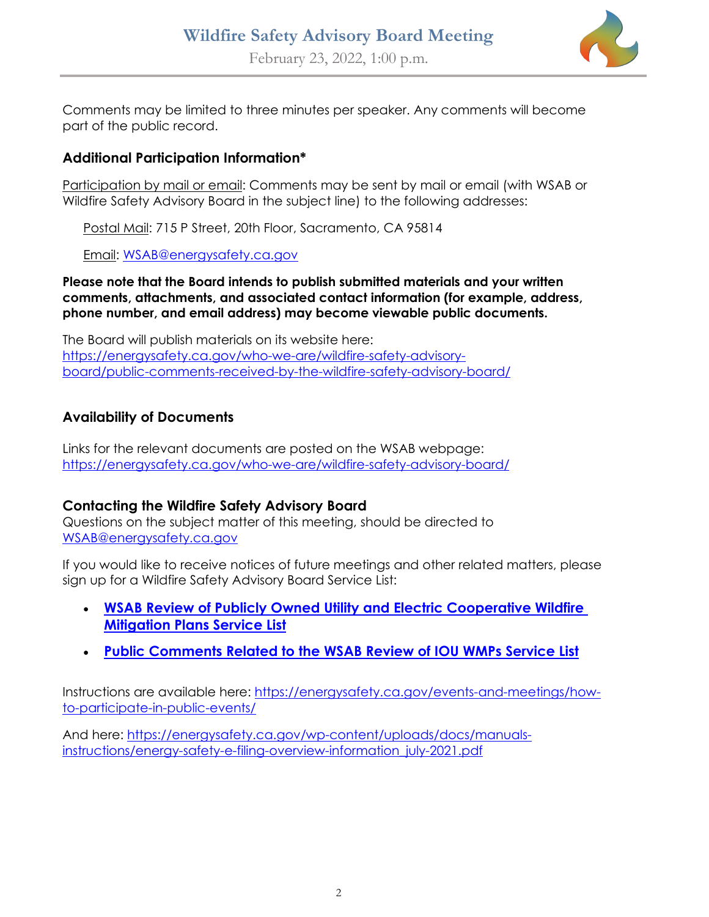Comments may be limited to three minutes per speaker. Any comments will become part of the public record.

### Additional Participation Information*

Participation by mail or email: Comments may be sent by mail or email (with WSAB or Wildfire Safety Advisory Board in the subject line) to the following addresses:

Postal Mail: 715 P Street, 20th Floor, Sacramento, CA 95814

Email: WSAB@energysafety.ca.gov

**Please note that the Board intends to publish submitted materials and your written comments, attachments, and associated contact information (for example, address, phone number, and email address) may become viewable public documents.**

The Board will publish materials on its website here: https://energysafety.ca.gov/who-we-are/wildfire-safety-advisory-board/public-comments-received-by-the-wildfire-safety-advisory-board/

### Availability of Documents

Links for the relevant documents are posted on the WSAB webpage: https://energysafety.ca.gov/who-we-are/wildfire-safety-advisory-board/

### Contacting the Wildfire Safety Advisory Board

Questions on the subject matter of this meeting, should be directed to WSAB@energysafety.ca.gov

If you would like to receive notices of future meetings and other related matters, please sign up for a Wildfire Safety Advisory Board Service List:

- **WSAB Review of Publicly Owned Utility and Electric Cooperative Wildfire Mitigation Plans Service List**
- **Public Comments Related to the WSAB Review of IOU WMPs Service List**

Instructions are available here: https://energysafety.ca.gov/events-and-meetings/how-to-participate-in-public-events/

And here: https://energysafety.ca.gov/wp-content/uploads/docs/manuals-instructions/energy-safety-e-filing-overview-information_july-2021.pdf